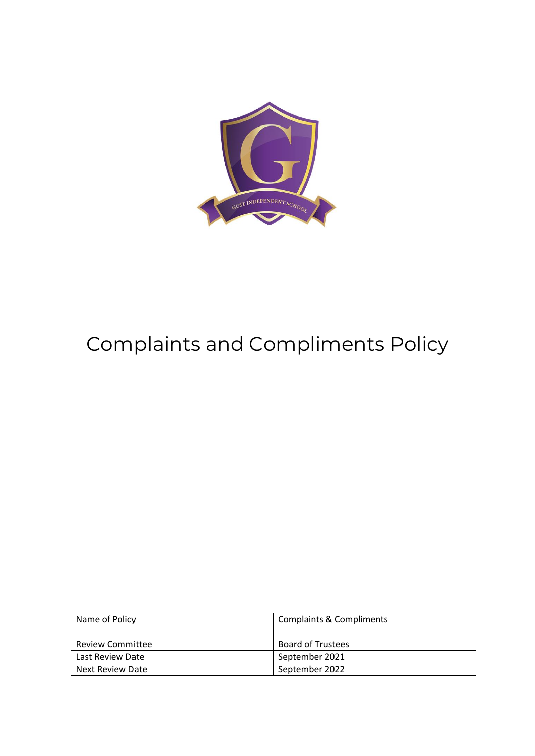# Complaints and Compliments Policy

| Name of Policy | Complaints & Compliments |
|---|---|
| | |
| Review Committee | Board of Trustees |
| Last Review Date | September 2021 |
| Next Review Date | September 2022 |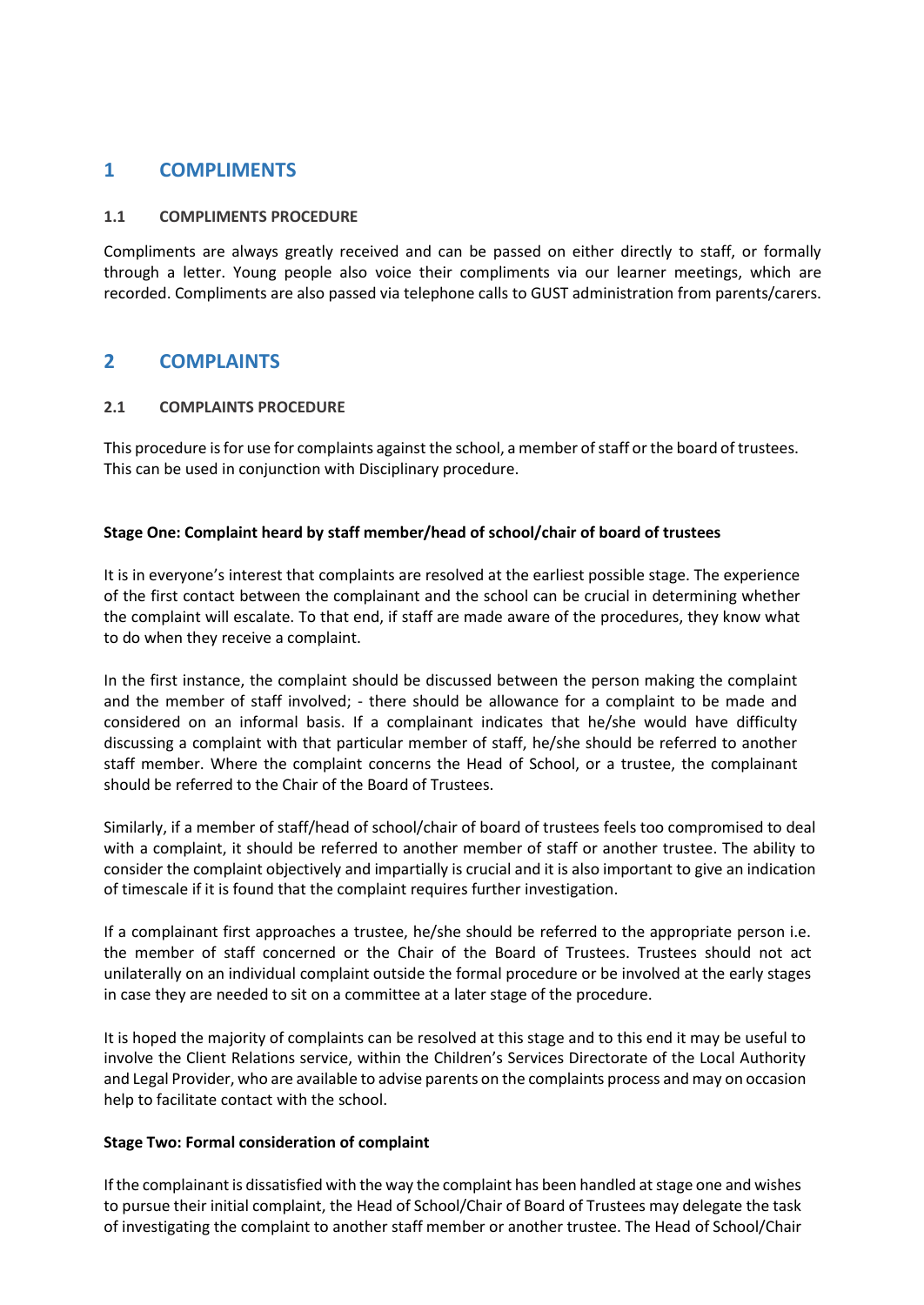## 1 COMPLIMENTS

### 1.1 COMPLIMENTS PROCEDURE

Compliments are always greatly received and can be passed on either directly to staff, or formally through a letter. Young people also voice their compliments via our learner meetings, which are recorded. Compliments are also passed via telephone calls to GUST administration from parents/carers.

## 2 COMPLAINTS

### 2.1 COMPLAINTS PROCEDURE

This procedure is for use for complaints against the school, a member of staff or the board of trustees. This can be used in conjunction with Disciplinary procedure.

**Stage One: Complaint heard by staff member/head of school/chair of board of trustees**

It is in everyone's interest that complaints are resolved at the earliest possible stage. The experience of the first contact between the complainant and the school can be crucial in determining whether the complaint will escalate. To that end, if staff are made aware of the procedures, they know what to do when they receive a complaint.

In the first instance, the complaint should be discussed between the person making the complaint and the member of staff involved; - there should be allowance for a complaint to be made and considered on an informal basis. If a complainant indicates that he/she would have difficulty discussing a complaint with that particular member of staff, he/she should be referred to another staff member. Where the complaint concerns the Head of School, or a trustee, the complainant should be referred to the Chair of the Board of Trustees.

Similarly, if a member of staff/head of school/chair of board of trustees feels too compromised to deal with a complaint, it should be referred to another member of staff or another trustee. The ability to consider the complaint objectively and impartially is crucial and it is also important to give an indication of timescale if it is found that the complaint requires further investigation.

If a complainant first approaches a trustee, he/she should be referred to the appropriate person i.e. the member of staff concerned or the Chair of the Board of Trustees. Trustees should not act unilaterally on an individual complaint outside the formal procedure or be involved at the early stages in case they are needed to sit on a committee at a later stage of the procedure.

It is hoped the majority of complaints can be resolved at this stage and to this end it may be useful to involve the Client Relations service, within the Children's Services Directorate of the Local Authority and Legal Provider, who are available to advise parents on the complaints process and may on occasion help to facilitate contact with the school.

**Stage Two: Formal consideration of complaint**

If the complainant is dissatisfied with the way the complaint has been handled at stage one and wishes to pursue their initial complaint, the Head of School/Chair of Board of Trustees may delegate the task of investigating the complaint to another staff member or another trustee. The Head of School/Chair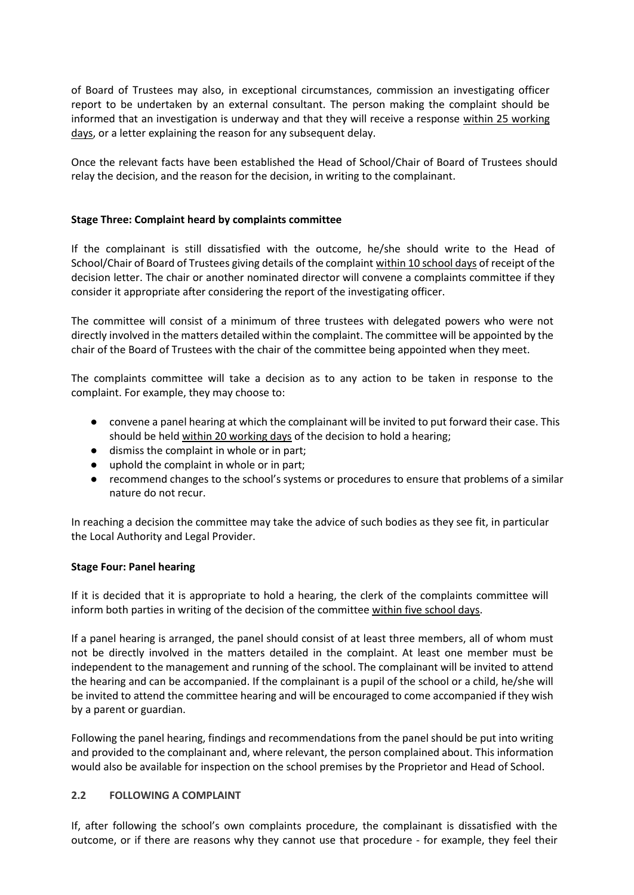of Board of Trustees may also, in exceptional circumstances, commission an investigating officer report to be undertaken by an external consultant. The person making the complaint should be informed that an investigation is underway and that they will receive a response within 25 working days, or a letter explaining the reason for any subsequent delay.

Once the relevant facts have been established the Head of School/Chair of Board of Trustees should relay the decision, and the reason for the decision, in writing to the complainant.

**Stage Three: Complaint heard by complaints committee**

If the complainant is still dissatisfied with the outcome, he/she should write to the Head of School/Chair of Board of Trustees giving details of the complaint within 10 school days of receipt of the decision letter. The chair or another nominated director will convene a complaints committee if they consider it appropriate after considering the report of the investigating officer.

The committee will consist of a minimum of three trustees with delegated powers who were not directly involved in the matters detailed within the complaint. The committee will be appointed by the chair of the Board of Trustees with the chair of the committee being appointed when they meet.

The complaints committee will take a decision as to any action to be taken in response to the complaint. For example, they may choose to:

- convene a panel hearing at which the complainant will be invited to put forward their case. This should be held within 20 working days of the decision to hold a hearing;
- dismiss the complaint in whole or in part;
- uphold the complaint in whole or in part;
- recommend changes to the school's systems or procedures to ensure that problems of a similar nature do not recur.

In reaching a decision the committee may take the advice of such bodies as they see fit, in particular the Local Authority and Legal Provider.

**Stage Four: Panel hearing**

If it is decided that it is appropriate to hold a hearing, the clerk of the complaints committee will inform both parties in writing of the decision of the committee within five school days.

If a panel hearing is arranged, the panel should consist of at least three members, all of whom must not be directly involved in the matters detailed in the complaint. At least one member must be independent to the management and running of the school. The complainant will be invited to attend the hearing and can be accompanied. If the complainant is a pupil of the school or a child, he/she will be invited to attend the committee hearing and will be encouraged to come accompanied if they wish by a parent or guardian.

Following the panel hearing, findings and recommendations from the panel should be put into writing and provided to the complainant and, where relevant, the person complained about. This information would also be available for inspection on the school premises by the Proprietor and Head of School.

## 2.2 FOLLOWING A COMPLAINT

If, after following the school's own complaints procedure, the complainant is dissatisfied with the outcome, or if there are reasons why they cannot use that procedure - for example, they feel their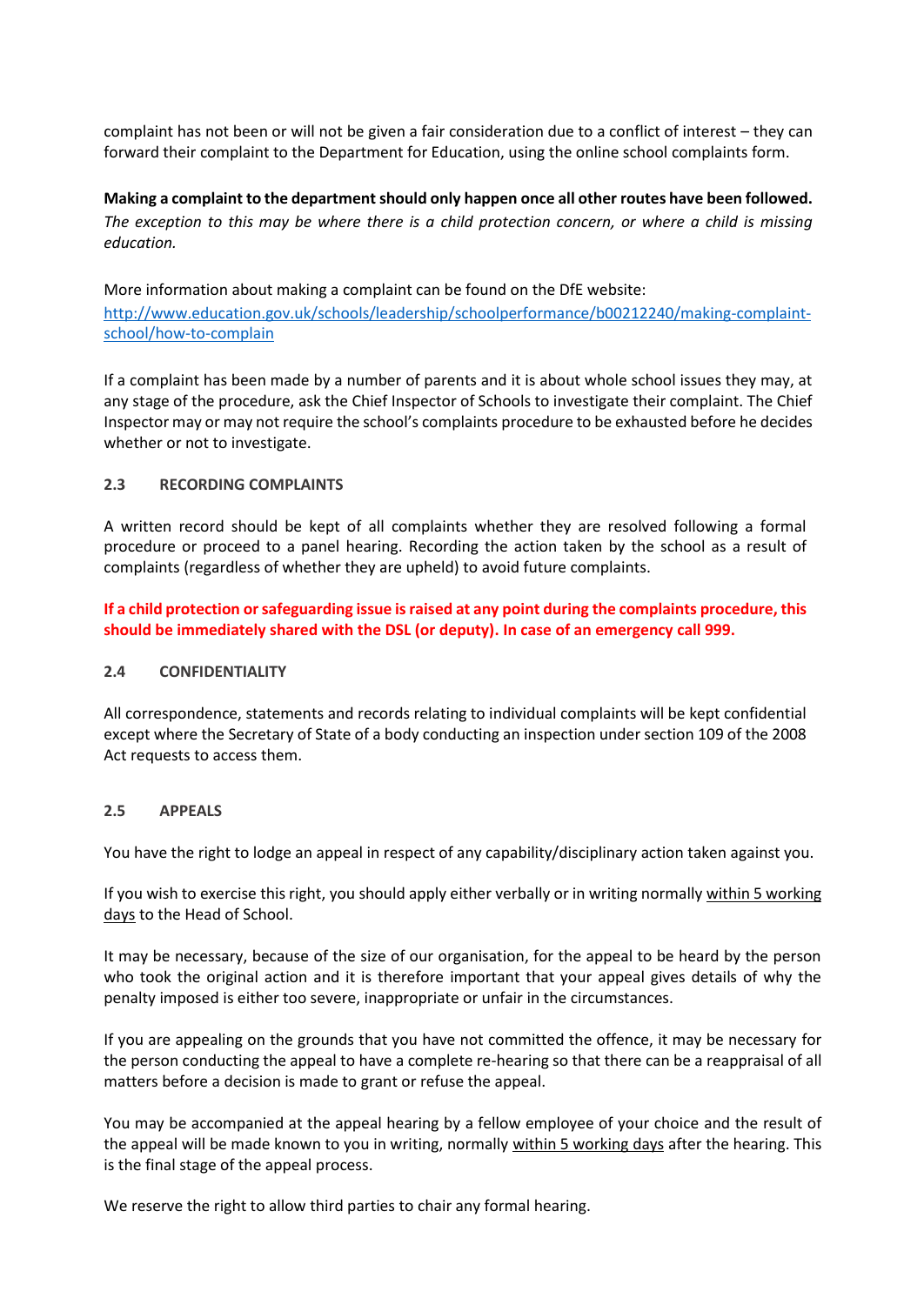complaint has not been or will not be given a fair consideration due to a conflict of interest – they can forward their complaint to the Department for Education, using the online school complaints form.

**Making a complaint to the department should only happen once all other routes have been followed.** *The exception to this may be where there is a child protection concern, or where a child is missing education.*

More information about making a complaint can be found on the DfE website:
[http://www.education.gov.uk/schools/leadership/schoolperformance/b00212240/making-complaint-school/how-to-complain](http://www.education.gov.uk/schools/leadership/schoolperformance/b00212240/making-complaint-school/how-to-complain)

If a complaint has been made by a number of parents and it is about whole school issues they may, at any stage of the procedure, ask the Chief Inspector of Schools to investigate their complaint. The Chief Inspector may or may not require the school's complaints procedure to be exhausted before he decides whether or not to investigate.

### 2.3 RECORDING COMPLAINTS

A written record should be kept of all complaints whether they are resolved following a formal procedure or proceed to a panel hearing. Recording the action taken by the school as a result of complaints (regardless of whether they are upheld) to avoid future complaints.

**If a child protection or safeguarding issue is raised at any point during the complaints procedure, this should be immediately shared with the DSL (or deputy). In case of an emergency call 999.**

### 2.4 CONFIDENTIALITY

All correspondence, statements and records relating to individual complaints will be kept confidential except where the Secretary of State of a body conducting an inspection under section 109 of the 2008 Act requests to access them.

### 2.5 APPEALS

You have the right to lodge an appeal in respect of any capability/disciplinary action taken against you.

If you wish to exercise this right, you should apply either verbally or in writing normally <u>within 5 working days</u> to the Head of School.

It may be necessary, because of the size of our organisation, for the appeal to be heard by the person who took the original action and it is therefore important that your appeal gives details of why the penalty imposed is either too severe, inappropriate or unfair in the circumstances.

If you are appealing on the grounds that you have not committed the offence, it may be necessary for the person conducting the appeal to have a complete re-hearing so that there can be a reappraisal of all matters before a decision is made to grant or refuse the appeal.

You may be accompanied at the appeal hearing by a fellow employee of your choice and the result of the appeal will be made known to you in writing, normally <u>within 5 working days</u> after the hearing. This is the final stage of the appeal process.

We reserve the right to allow third parties to chair any formal hearing.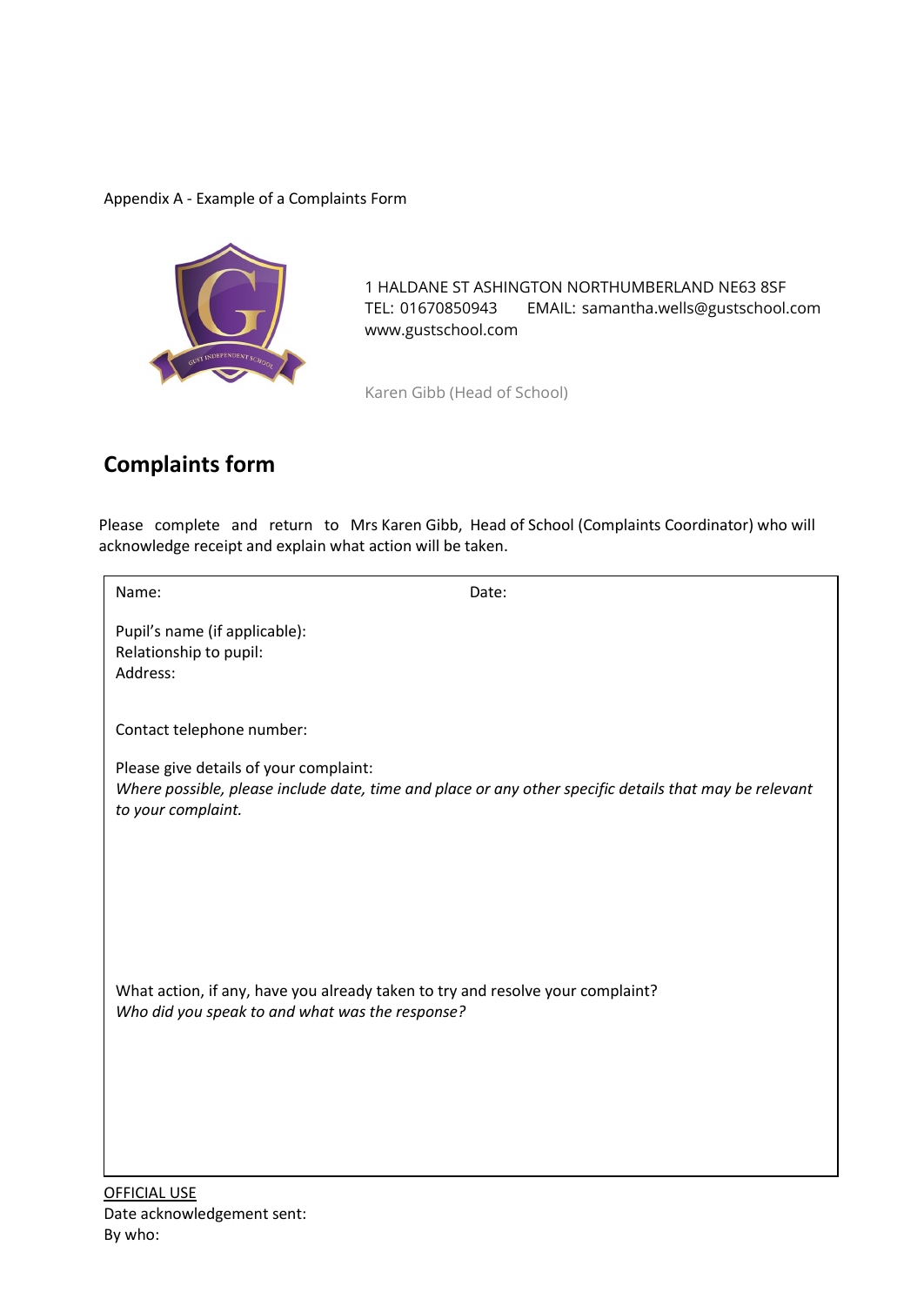Appendix A - Example of a Complaints Form

1 HALDANE ST ASHINGTON NORTHUMBERLAND NE63 8SF
TEL: 01670850943 EMAIL: samantha.wells@gustschool.com
www.gustschool.com

Karen Gibb (Head of School)

## Complaints form

Please complete and return to Mrs Karen Gibb, Head of School (Complaints Coordinator) who will acknowledge receipt and explain what action will be taken.

Name: Date:

Pupil's name (if applicable):
Relationship to pupil:
Address:

Contact telephone number:

Please give details of your complaint:
*Where possible, please include date, time and place or any other specific details that may be relevant to your complaint.*

What action, if any, have you already taken to try and resolve your complaint?
*Who did you speak to and what was the response?*

OFFICIAL USE
Date acknowledgement sent:
By who: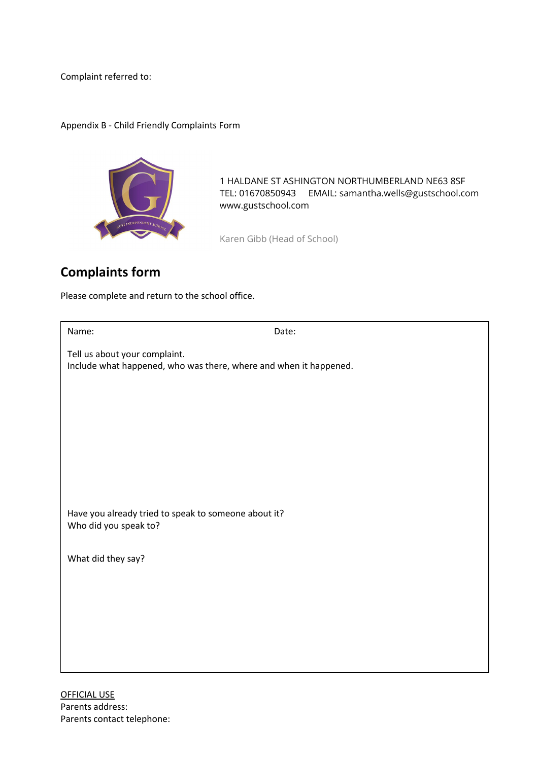Complaint referred to:

Appendix B - Child Friendly Complaints Form

1 HALDANE ST ASHINGTON NORTHUMBERLAND NE63 8SF
TEL: 01670850943 EMAIL: samantha.wells@gustschool.com
www.gustschool.com

Karen Gibb (Head of School)

## Complaints form

Please complete and return to the school office.

Name: Date:

Tell us about your complaint.
Include what happened, who was there, where and when it happened.

Have you already tried to speak to someone about it?
Who did you speak to?

What did they say?

OFFICIAL USE
Parents address:
Parents contact telephone: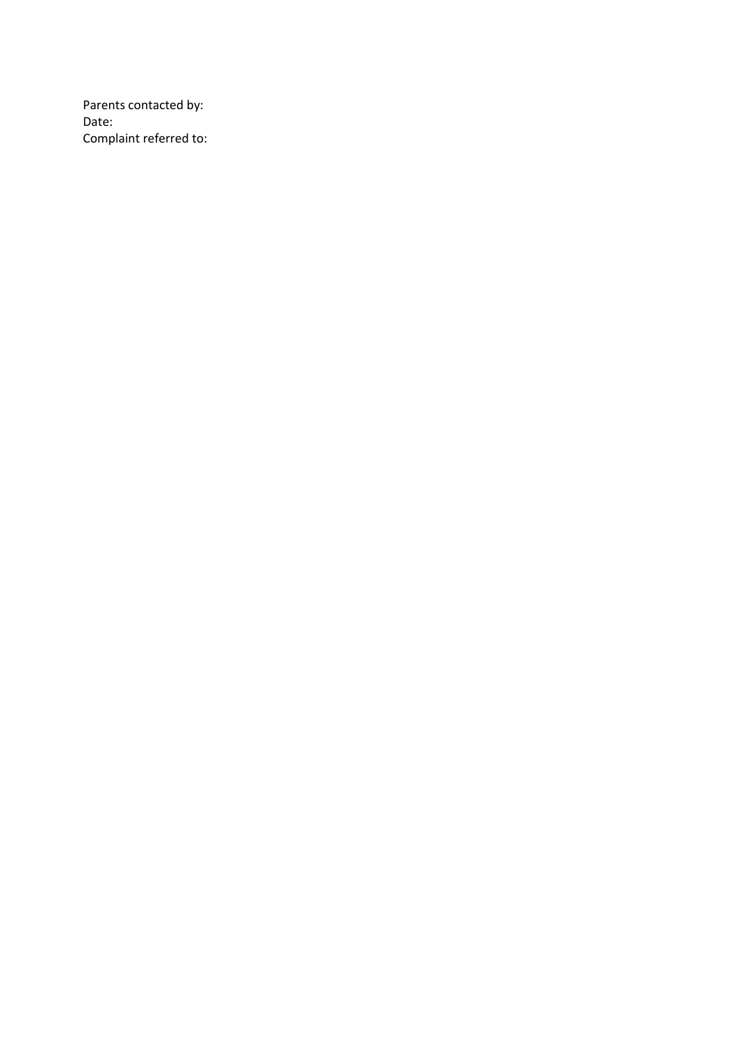Parents contacted by:
Date:
Complaint referred to: